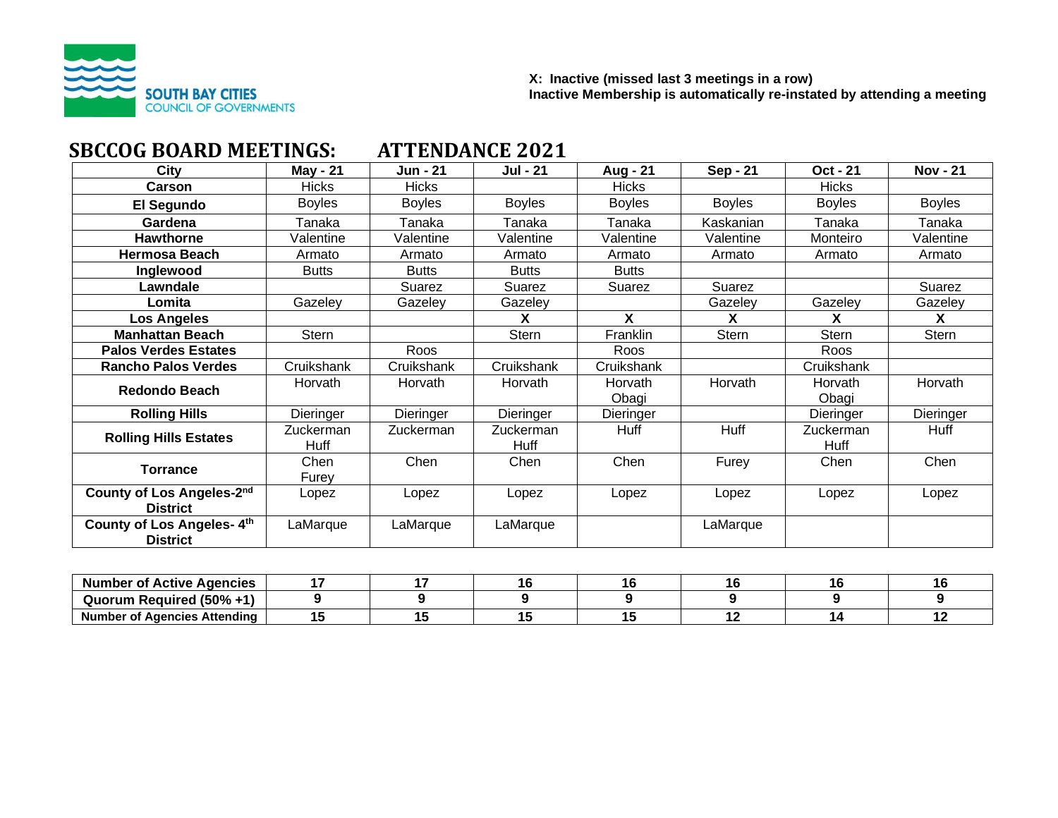SOUTH BAY CITIES COUNCIL OF GOVERNMENTS

**X: Inactive (missed last 3 meetings in a row)**
**Inactive Membership is automatically re-instated by attending a meeting**

# SBCCOG BOARD MEETINGS: ATTENDANCE 2021

| City | May - 21 | Jun - 21 | Jul - 21 | Aug - 21 | Sep - 21 | Oct - 21 | Nov - 21 |
|---|---|---|---|---|---|---|---|
| **Carson** | Hicks | Hicks | | Hicks | | Hicks | |
| **El Segundo** | Boyles | Boyles | Boyles | Boyles | Boyles | Boyles | Boyles |
| **Gardena** | Tanaka | Tanaka | Tanaka | Tanaka | Kaskanian | Tanaka | Tanaka |
| **Hawthorne** | Valentine | Valentine | Valentine | Valentine | Valentine | Monteiro | Valentine |
| **Hermosa Beach** | Armato | Armato | Armato | Armato | Armato | Armato | Armato |
| **Inglewood** | Butts | Butts | Butts | Butts | | | |
| **Lawndale** | | Suarez | Suarez | Suarez | Suarez | | Suarez |
| **Lomita** | Gazeley | Gazeley | Gazeley | | Gazeley | Gazeley | Gazeley |
| **Los Angeles** | | | **X** | **X** | **X** | **X** | **X** |
| **Manhattan Beach** | Stern | | Stern | Franklin | Stern | Stern | Stern |
| **Palos Verdes Estates** | | Roos | | Roos | | Roos | |
| **Rancho Palos Verdes** | Cruikshank | Cruikshank | Cruikshank | Cruikshank | | Cruikshank | |
| **Redondo Beach** | Horvath | Horvath | Horvath | Horvath Obagi | Horvath | Horvath Obagi | Horvath |
| **Rolling Hills** | Dieringer | Dieringer | Dieringer | Dieringer | | Dieringer | Dieringer |
| **Rolling Hills Estates** | Zuckerman Huff | Zuckerman | Zuckerman Huff | Huff | Huff | Zuckerman Huff | Huff |
| **Torrance** | Chen Furey | Chen | Chen | Chen | Furey | Chen | Chen |
| **County of Los Angeles-2nd District** | Lopez | Lopez | Lopez | Lopez | Lopez | Lopez | Lopez |
| **County of Los Angeles- 4th District** | LaMarque | LaMarque | LaMarque | | LaMarque | | |

| | | | | | | | |
|---|---|---|---|---|---|---|---|
| **Number of Active Agencies** | **17** | **17** | **16** | **16** | **16** | **16** | **16** |
| **Quorum Required (50% +1)** | **9** | **9** | **9** | **9** | **9** | **9** | **9** |
| **Number of Agencies Attending** | **15** | **15** | **15** | **15** | **12** | **14** | **12** |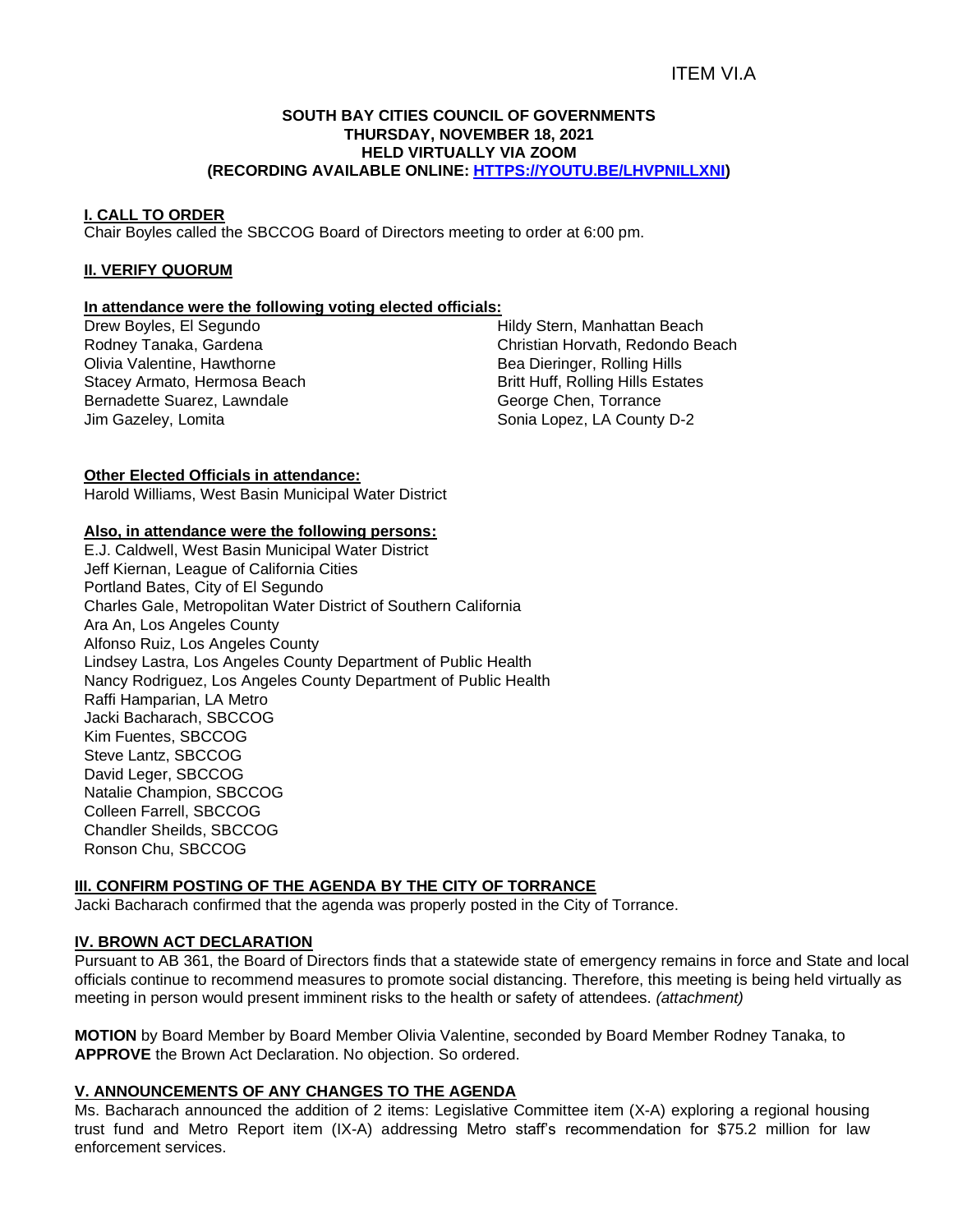ITEM VI.A

**SOUTH BAY CITIES COUNCIL OF GOVERNMENTS**
**THURSDAY, NOVEMBER 18, 2021**
**HELD VIRTUALLY VIA ZOOM**
**(RECORDING AVAILABLE ONLINE: [HTTPS://YOUTU.BE/LHVPNILLXNI](https://youtu.be/LHVPNILLXNI))**

## I. CALL TO ORDER

Chair Boyles called the SBCCOG Board of Directors meeting to order at 6:00 pm.

## II. VERIFY QUORUM

### In attendance were the following voting elected officials:

Drew Boyles, El Segundo
Rodney Tanaka, Gardena
Olivia Valentine, Hawthorne
Stacey Armato, Hermosa Beach
Bernadette Suarez, Lawndale
Jim Gazeley, Lomita
Hildy Stern, Manhattan Beach
Christian Horvath, Redondo Beach
Bea Dieringer, Rolling Hills
Britt Huff, Rolling Hills Estates
George Chen, Torrance
Sonia Lopez, LA County D-2

### Other Elected Officials in attendance:

Harold Williams, West Basin Municipal Water District

### Also, in attendance were the following persons:

E.J. Caldwell, West Basin Municipal Water District
Jeff Kiernan, League of California Cities
Portland Bates, City of El Segundo
Charles Gale, Metropolitan Water District of Southern California
Ara An, Los Angeles County
Alfonso Ruiz, Los Angeles County
Lindsey Lastra, Los Angeles County Department of Public Health
Nancy Rodriguez, Los Angeles County Department of Public Health
Raffi Hamparian, LA Metro
Jacki Bacharach, SBCCOG
Kim Fuentes, SBCCOG
Steve Lantz, SBCCOG
David Leger, SBCCOG
Natalie Champion, SBCCOG
Colleen Farrell, SBCCOG
Chandler Sheilds, SBCCOG
Ronson Chu, SBCCOG

## III. CONFIRM POSTING OF THE AGENDA BY THE CITY OF TORRANCE

Jacki Bacharach confirmed that the agenda was properly posted in the City of Torrance.

## IV. BROWN ACT DECLARATION

Pursuant to AB 361, the Board of Directors finds that a statewide state of emergency remains in force and State and local officials continue to recommend measures to promote social distancing. Therefore, this meeting is being held virtually as meeting in person would present imminent risks to the health or safety of attendees. *(attachment)*

**MOTION** by Board Member by Board Member Olivia Valentine, seconded by Board Member Rodney Tanaka, to **APPROVE** the Brown Act Declaration. No objection. So ordered.

## V. ANNOUNCEMENTS OF ANY CHANGES TO THE AGENDA

Ms. Bacharach announced the addition of 2 items: Legislative Committee item (X-A) exploring a regional housing trust fund and Metro Report item (IX-A) addressing Metro staff's recommendation for $75.2 million for law enforcement services.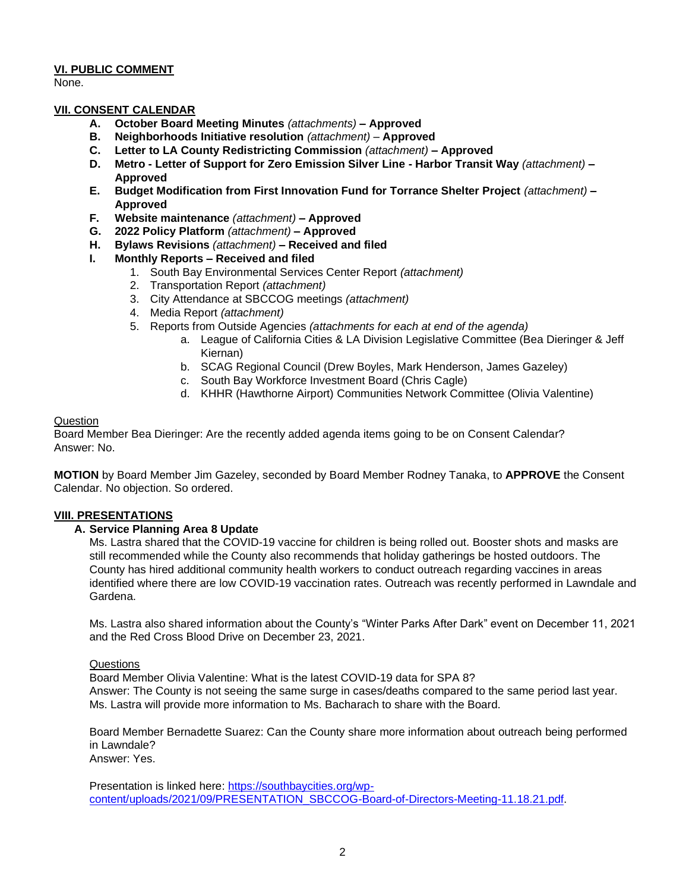## VI. PUBLIC COMMENT

None.

## VII. CONSENT CALENDAR

- **A. October Board Meeting Minutes** *(attachments)* **– Approved**
- **B. Neighborhoods Initiative resolution** *(attachment) –* **Approved**
- **C. Letter to LA County Redistricting Commission** *(attachment)* **– Approved**
- **D. Metro - Letter of Support for Zero Emission Silver Line - Harbor Transit Way** *(attachment)* **– Approved**
- **E. Budget Modification from First Innovation Fund for Torrance Shelter Project** *(attachment)* **– Approved**
- **F. Website maintenance** *(attachment)* **– Approved**
- **G. 2022 Policy Platform** *(attachment)* **– Approved**
- **H. Bylaws Revisions** *(attachment)* **– Received and filed**
- **I. Monthly Reports – Received and filed**
  1. South Bay Environmental Services Center Report *(attachment)*
  2. Transportation Report *(attachment)*
  3. City Attendance at SBCCOG meetings *(attachment)*
  4. Media Report *(attachment)*
  5. Reports from Outside Agencies *(attachments for each at end of the agenda)*
     - a. League of California Cities & LA Division Legislative Committee (Bea Dieringer & Jeff Kiernan)
     - b. SCAG Regional Council (Drew Boyles, Mark Henderson, James Gazeley)
     - c. South Bay Workforce Investment Board (Chris Cagle)
     - d. KHHR (Hawthorne Airport) Communities Network Committee (Olivia Valentine)

Question

Board Member Bea Dieringer: Are the recently added agenda items going to be on Consent Calendar?
Answer: No.

**MOTION** by Board Member Jim Gazeley, seconded by Board Member Rodney Tanaka, to **APPROVE** the Consent Calendar. No objection. So ordered.

## VIII. PRESENTATIONS

### A. Service Planning Area 8 Update

Ms. Lastra shared that the COVID-19 vaccine for children is being rolled out. Booster shots and masks are still recommended while the County also recommends that holiday gatherings be hosted outdoors. The County has hired additional community health workers to conduct outreach regarding vaccines in areas identified where there are low COVID-19 vaccination rates. Outreach was recently performed in Lawndale and Gardena.

Ms. Lastra also shared information about the County's "Winter Parks After Dark" event on December 11, 2021 and the Red Cross Blood Drive on December 23, 2021.

Questions

Board Member Olivia Valentine: What is the latest COVID-19 data for SPA 8?
Answer: The County is not seeing the same surge in cases/deaths compared to the same period last year. Ms. Lastra will provide more information to Ms. Bacharach to share with the Board.

Board Member Bernadette Suarez: Can the County share more information about outreach being performed in Lawndale?
Answer: Yes.

Presentation is linked here: [https://southbaycities.org/wp-content/uploads/2021/09/PRESENTATION_SBCCOG-Board-of-Directors-Meeting-11.18.21.pdf](https://southbaycities.org/wp-content/uploads/2021/09/PRESENTATION_SBCCOG-Board-of-Directors-Meeting-11.18.21.pdf).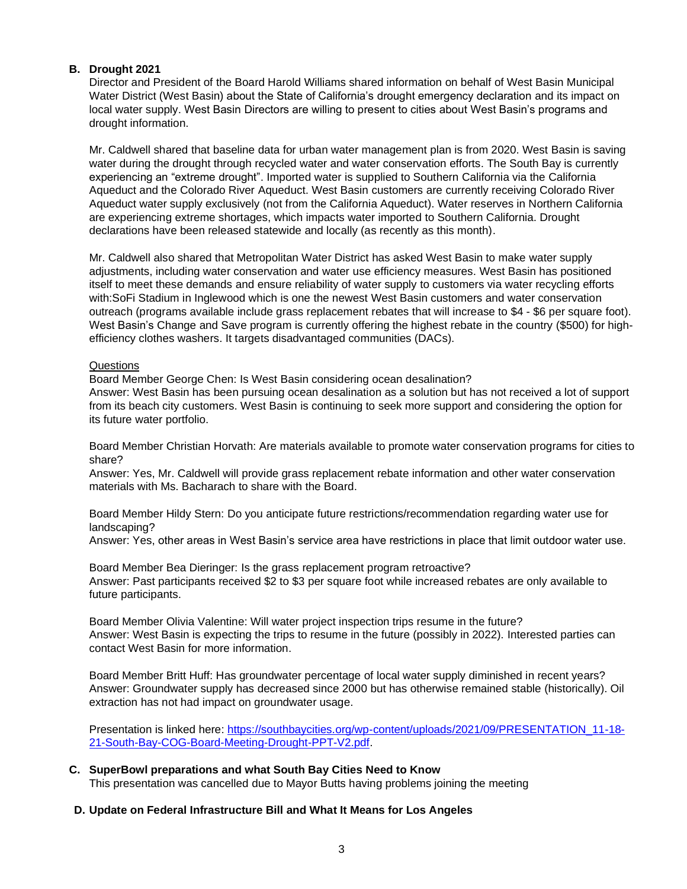**B. Drought 2021**

Director and President of the Board Harold Williams shared information on behalf of West Basin Municipal Water District (West Basin) about the State of California's drought emergency declaration and its impact on local water supply. West Basin Directors are willing to present to cities about West Basin's programs and drought information.

Mr. Caldwell shared that baseline data for urban water management plan is from 2020. West Basin is saving water during the drought through recycled water and water conservation efforts. The South Bay is currently experiencing an "extreme drought". Imported water is supplied to Southern California via the California Aqueduct and the Colorado River Aqueduct. West Basin customers are currently receiving Colorado River Aqueduct water supply exclusively (not from the California Aqueduct). Water reserves in Northern California are experiencing extreme shortages, which impacts water imported to Southern California. Drought declarations have been released statewide and locally (as recently as this month).

Mr. Caldwell also shared that Metropolitan Water District has asked West Basin to make water supply adjustments, including water conservation and water use efficiency measures. West Basin has positioned itself to meet these demands and ensure reliability of water supply to customers via water recycling efforts with:SoFi Stadium in Inglewood which is one the newest West Basin customers and water conservation outreach (programs available include grass replacement rebates that will increase to $4 - $6 per square foot). West Basin's Change and Save program is currently offering the highest rebate in the country ($500) for high-efficiency clothes washers. It targets disadvantaged communities (DACs).

<u>Questions</u>

Board Member George Chen: Is West Basin considering ocean desalination?
Answer: West Basin has been pursuing ocean desalination as a solution but has not received a lot of support from its beach city customers. West Basin is continuing to seek more support and considering the option for its future water portfolio.

Board Member Christian Horvath: Are materials available to promote water conservation programs for cities to share?
Answer: Yes, Mr. Caldwell will provide grass replacement rebate information and other water conservation materials with Ms. Bacharach to share with the Board.

Board Member Hildy Stern: Do you anticipate future restrictions/recommendation regarding water use for landscaping?
Answer: Yes, other areas in West Basin's service area have restrictions in place that limit outdoor water use.

Board Member Bea Dieringer: Is the grass replacement program retroactive?
Answer: Past participants received $2 to $3 per square foot while increased rebates are only available to future participants.

Board Member Olivia Valentine: Will water project inspection trips resume in the future?
Answer: West Basin is expecting the trips to resume in the future (possibly in 2022). Interested parties can contact West Basin for more information.

Board Member Britt Huff: Has groundwater percentage of local water supply diminished in recent years?
Answer: Groundwater supply has decreased since 2000 but has otherwise remained stable (historically). Oil extraction has not had impact on groundwater usage.

Presentation is linked here: [https://southbaycities.org/wp-content/uploads/2021/09/PRESENTATION_11-18-21-South-Bay-COG-Board-Meeting-Drought-PPT-V2.pdf](https://southbaycities.org/wp-content/uploads/2021/09/PRESENTATION_11-18-21-South-Bay-COG-Board-Meeting-Drought-PPT-V2.pdf).

**C. SuperBowl preparations and what South Bay Cities Need to Know**

This presentation was cancelled due to Mayor Butts having problems joining the meeting

**D. Update on Federal Infrastructure Bill and What It Means for Los Angeles**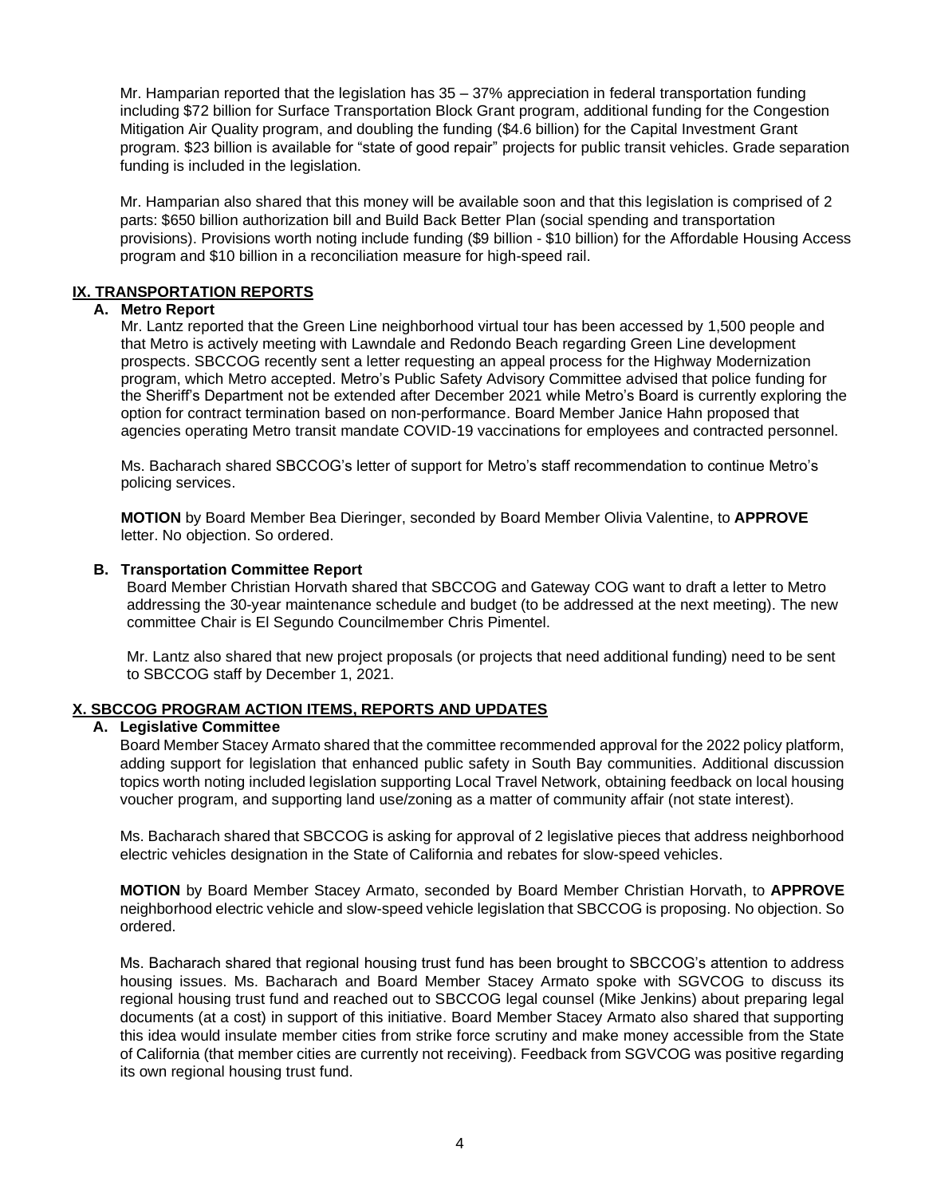Mr. Hamparian reported that the legislation has 35 – 37% appreciation in federal transportation funding including $72 billion for Surface Transportation Block Grant program, additional funding for the Congestion Mitigation Air Quality program, and doubling the funding ($4.6 billion) for the Capital Investment Grant program. $23 billion is available for "state of good repair" projects for public transit vehicles. Grade separation funding is included in the legislation.

Mr. Hamparian also shared that this money will be available soon and that this legislation is comprised of 2 parts: $650 billion authorization bill and Build Back Better Plan (social spending and transportation provisions). Provisions worth noting include funding ($9 billion - $10 billion) for the Affordable Housing Access program and $10 billion in a reconciliation measure for high-speed rail.

## IX. TRANSPORTATION REPORTS

### A. Metro Report

Mr. Lantz reported that the Green Line neighborhood virtual tour has been accessed by 1,500 people and that Metro is actively meeting with Lawndale and Redondo Beach regarding Green Line development prospects. SBCCOG recently sent a letter requesting an appeal process for the Highway Modernization program, which Metro accepted. Metro's Public Safety Advisory Committee advised that police funding for the Sheriff's Department not be extended after December 2021 while Metro's Board is currently exploring the option for contract termination based on non-performance. Board Member Janice Hahn proposed that agencies operating Metro transit mandate COVID-19 vaccinations for employees and contracted personnel.

Ms. Bacharach shared SBCCOG's letter of support for Metro's staff recommendation to continue Metro's policing services.

**MOTION** by Board Member Bea Dieringer, seconded by Board Member Olivia Valentine, to **APPROVE** letter. No objection. So ordered.

### B. Transportation Committee Report

Board Member Christian Horvath shared that SBCCOG and Gateway COG want to draft a letter to Metro addressing the 30-year maintenance schedule and budget (to be addressed at the next meeting). The new committee Chair is El Segundo Councilmember Chris Pimentel.

Mr. Lantz also shared that new project proposals (or projects that need additional funding) need to be sent to SBCCOG staff by December 1, 2021.

## X. SBCCOG PROGRAM ACTION ITEMS, REPORTS AND UPDATES

### A. Legislative Committee

Board Member Stacey Armato shared that the committee recommended approval for the 2022 policy platform, adding support for legislation that enhanced public safety in South Bay communities. Additional discussion topics worth noting included legislation supporting Local Travel Network, obtaining feedback on local housing voucher program, and supporting land use/zoning as a matter of community affair (not state interest).

Ms. Bacharach shared that SBCCOG is asking for approval of 2 legislative pieces that address neighborhood electric vehicles designation in the State of California and rebates for slow-speed vehicles.

**MOTION** by Board Member Stacey Armato, seconded by Board Member Christian Horvath, to **APPROVE** neighborhood electric vehicle and slow-speed vehicle legislation that SBCCOG is proposing. No objection. So ordered.

Ms. Bacharach shared that regional housing trust fund has been brought to SBCCOG's attention to address housing issues. Ms. Bacharach and Board Member Stacey Armato spoke with SGVCOG to discuss its regional housing trust fund and reached out to SBCCOG legal counsel (Mike Jenkins) about preparing legal documents (at a cost) in support of this initiative. Board Member Stacey Armato also shared that supporting this idea would insulate member cities from strike force scrutiny and make money accessible from the State of California (that member cities are currently not receiving). Feedback from SGVCOG was positive regarding its own regional housing trust fund.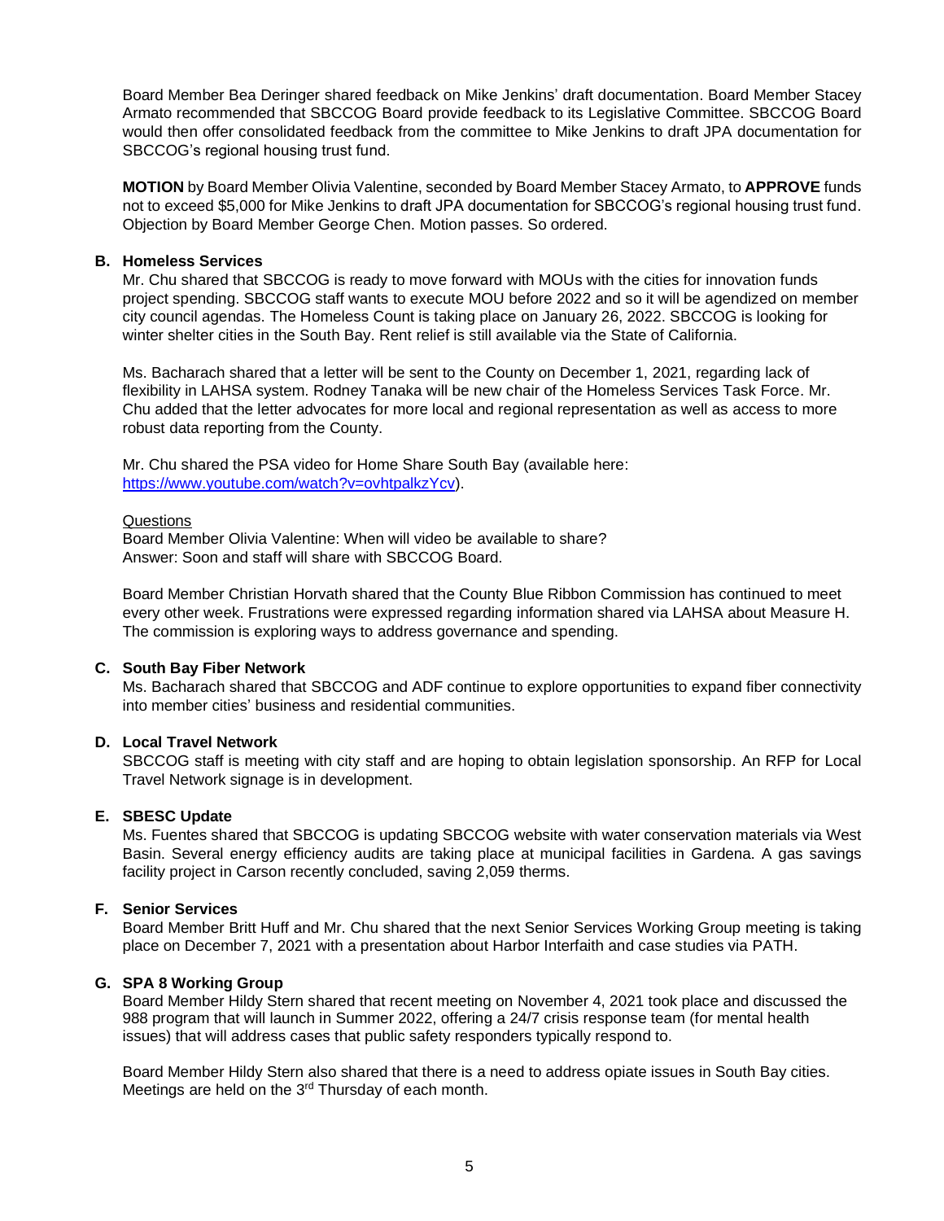Board Member Bea Deringer shared feedback on Mike Jenkins' draft documentation. Board Member Stacey Armato recommended that SBCCOG Board provide feedback to its Legislative Committee. SBCCOG Board would then offer consolidated feedback from the committee to Mike Jenkins to draft JPA documentation for SBCCOG's regional housing trust fund.

**MOTION** by Board Member Olivia Valentine, seconded by Board Member Stacey Armato, to **APPROVE** funds not to exceed $5,000 for Mike Jenkins to draft JPA documentation for SBCCOG's regional housing trust fund. Objection by Board Member George Chen. Motion passes. So ordered.

### B. Homeless Services

Mr. Chu shared that SBCCOG is ready to move forward with MOUs with the cities for innovation funds project spending. SBCCOG staff wants to execute MOU before 2022 and so it will be agendized on member city council agendas. The Homeless Count is taking place on January 26, 2022. SBCCOG is looking for winter shelter cities in the South Bay. Rent relief is still available via the State of California.

Ms. Bacharach shared that a letter will be sent to the County on December 1, 2021, regarding lack of flexibility in LAHSA system. Rodney Tanaka will be new chair of the Homeless Services Task Force. Mr. Chu added that the letter advocates for more local and regional representation as well as access to more robust data reporting from the County.

Mr. Chu shared the PSA video for Home Share South Bay (available here: [https://www.youtube.com/watch?v=ovhtpalkzYcv](https://www.youtube.com/watch?v=ovhtpalkzYcv)).

Questions

Board Member Olivia Valentine: When will video be available to share?
Answer: Soon and staff will share with SBCCOG Board.

Board Member Christian Horvath shared that the County Blue Ribbon Commission has continued to meet every other week. Frustrations were expressed regarding information shared via LAHSA about Measure H. The commission is exploring ways to address governance and spending.

### C. South Bay Fiber Network

Ms. Bacharach shared that SBCCOG and ADF continue to explore opportunities to expand fiber connectivity into member cities' business and residential communities.

### D. Local Travel Network

SBCCOG staff is meeting with city staff and are hoping to obtain legislation sponsorship. An RFP for Local Travel Network signage is in development.

### E. SBESC Update

Ms. Fuentes shared that SBCCOG is updating SBCCOG website with water conservation materials via West Basin. Several energy efficiency audits are taking place at municipal facilities in Gardena. A gas savings facility project in Carson recently concluded, saving 2,059 therms.

### F. Senior Services

Board Member Britt Huff and Mr. Chu shared that the next Senior Services Working Group meeting is taking place on December 7, 2021 with a presentation about Harbor Interfaith and case studies via PATH.

### G. SPA 8 Working Group

Board Member Hildy Stern shared that recent meeting on November 4, 2021 took place and discussed the 988 program that will launch in Summer 2022, offering a 24/7 crisis response team (for mental health issues) that will address cases that public safety responders typically respond to.

Board Member Hildy Stern also shared that there is a need to address opiate issues in South Bay cities. Meetings are held on the 3rd Thursday of each month.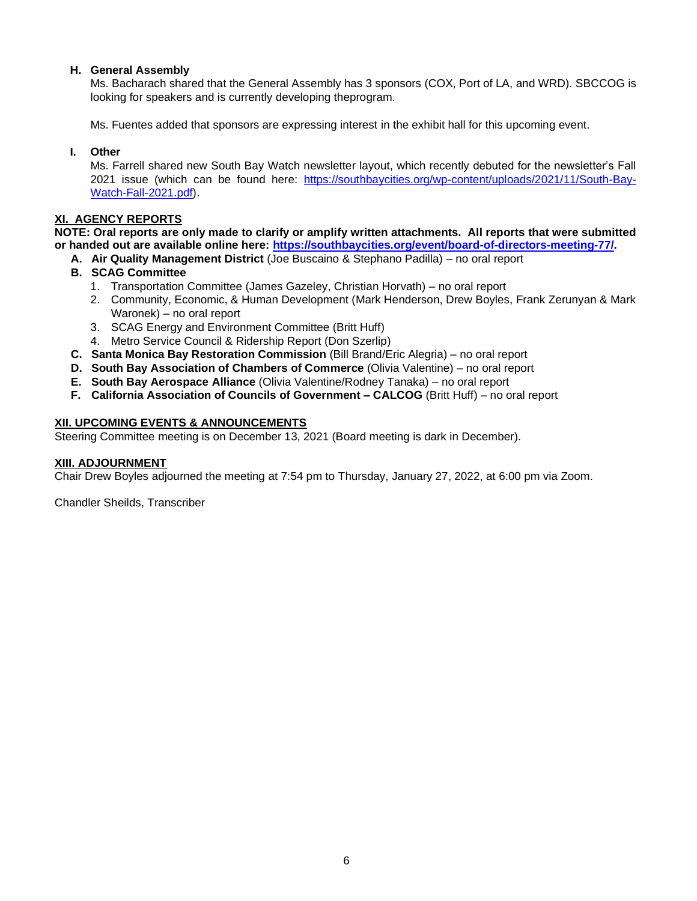**H. General Assembly**

Ms. Bacharach shared that the General Assembly has 3 sponsors (COX, Port of LA, and WRD). SBCCOG is looking for speakers and is currently developing theprogram.

Ms. Fuentes added that sponsors are expressing interest in the exhibit hall for this upcoming event.

**I. Other**

Ms. Farrell shared new South Bay Watch newsletter layout, which recently debuted for the newsletter's Fall 2021 issue (which can be found here: [https://southbaycities.org/wp-content/uploads/2021/11/South-Bay-Watch-Fall-2021.pdf](https://southbaycities.org/wp-content/uploads/2021/11/South-Bay-Watch-Fall-2021.pdf)).

## XI. AGENCY REPORTS

**NOTE: Oral reports are only made to clarify or amplify written attachments. All reports that were submitted or handed out are available online here: [https://southbaycities.org/event/board-of-directors-meeting-77/](https://southbaycities.org/event/board-of-directors-meeting-77/).**

- **A. Air Quality Management District** (Joe Buscaino & Stephano Padilla) – no oral report
- **B. SCAG Committee**
  1. Transportation Committee (James Gazeley, Christian Horvath) – no oral report
  2. Community, Economic, & Human Development (Mark Henderson, Drew Boyles, Frank Zerunyan & Mark Waronek) – no oral report
  3. SCAG Energy and Environment Committee (Britt Huff)
  4. Metro Service Council & Ridership Report (Don Szerlip)
- **C. Santa Monica Bay Restoration Commission** (Bill Brand/Eric Alegria) – no oral report
- **D. South Bay Association of Chambers of Commerce** (Olivia Valentine) – no oral report
- **E. South Bay Aerospace Alliance** (Olivia Valentine/Rodney Tanaka) – no oral report
- **F. California Association of Councils of Government – CALCOG** (Britt Huff) – no oral report

## XII. UPCOMING EVENTS & ANNOUNCEMENTS

Steering Committee meeting is on December 13, 2021 (Board meeting is dark in December).

## XIII. ADJOURNMENT

Chair Drew Boyles adjourned the meeting at 7:54 pm to Thursday, January 27, 2022, at 6:00 pm via Zoom.

Chandler Sheilds, Transcriber